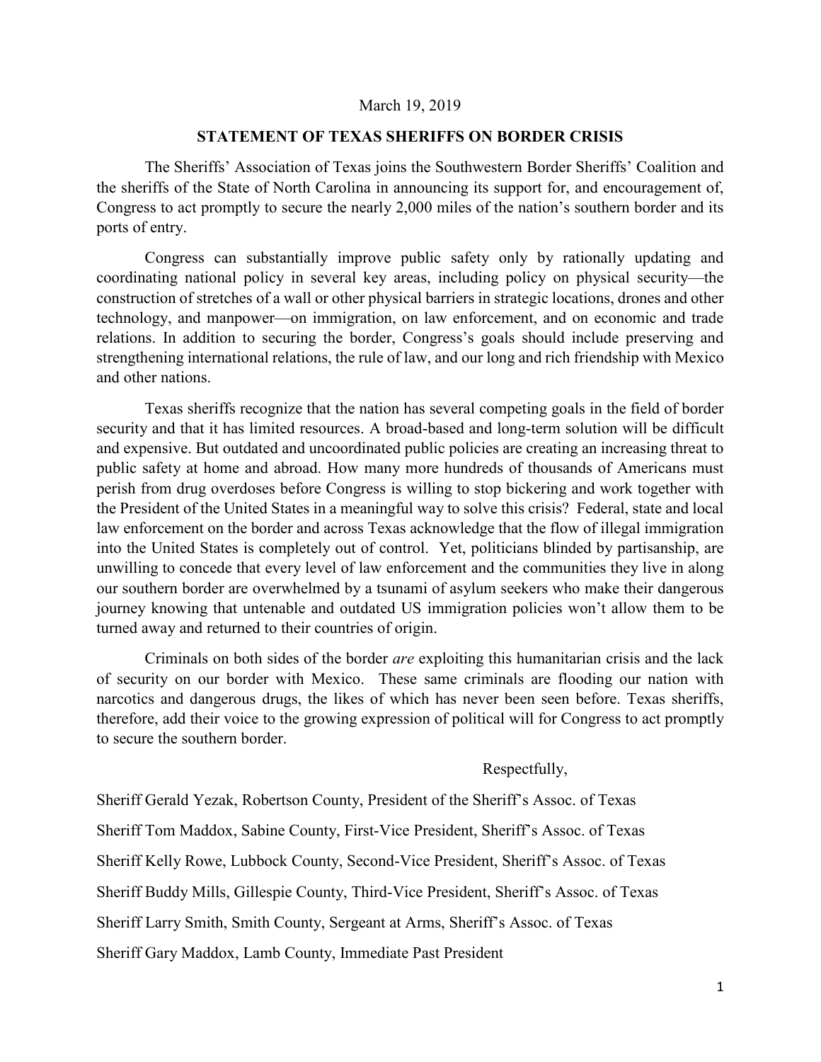March 19, 2019

**STATEMENT OF TEXAS SHERIFFS ON BORDER CRISIS**

The Sheriffs' Association of Texas joins the Southwestern Border Sheriffs' Coalition and the sheriffs of the State of North Carolina in announcing its support for, and encouragement of, Congress to act promptly to secure the nearly 2,000 miles of the nation's southern border and its ports of entry.

Congress can substantially improve public safety only by rationally updating and coordinating national policy in several key areas, including policy on physical security—the construction of stretches of a wall or other physical barriers in strategic locations, drones and other technology, and manpower—on immigration, on law enforcement, and on economic and trade relations. In addition to securing the border, Congress's goals should include preserving and strengthening international relations, the rule of law, and our long and rich friendship with Mexico and other nations.

Texas sheriffs recognize that the nation has several competing goals in the field of border security and that it has limited resources. A broad-based and long-term solution will be difficult and expensive. But outdated and uncoordinated public policies are creating an increasing threat to public safety at home and abroad. How many more hundreds of thousands of Americans must perish from drug overdoses before Congress is willing to stop bickering and work together with the President of the United States in a meaningful way to solve this crisis? Federal, state and local law enforcement on the border and across Texas acknowledge that the flow of illegal immigration into the United States is completely out of control. Yet, politicians blinded by partisanship, are unwilling to concede that every level of law enforcement and the communities they live in along our southern border are overwhelmed by a tsunami of asylum seekers who make their dangerous journey knowing that untenable and outdated US immigration policies won't allow them to be turned away and returned to their countries of origin.

Criminals on both sides of the border *are* exploiting this humanitarian crisis and the lack of security on our border with Mexico. These same criminals are flooding our nation with narcotics and dangerous drugs, the likes of which has never been seen before. Texas sheriffs, therefore, add their voice to the growing expression of political will for Congress to act promptly to secure the southern border.

Respectfully,

Sheriff Gerald Yezak, Robertson County, President of the Sheriff's Assoc. of Texas

Sheriff Tom Maddox, Sabine County, First-Vice President, Sheriff's Assoc. of Texas

Sheriff Kelly Rowe, Lubbock County, Second-Vice President, Sheriff's Assoc. of Texas

Sheriff Buddy Mills, Gillespie County, Third-Vice President, Sheriff's Assoc. of Texas

Sheriff Larry Smith, Smith County, Sergeant at Arms, Sheriff's Assoc. of Texas

Sheriff Gary Maddox, Lamb County, Immediate Past President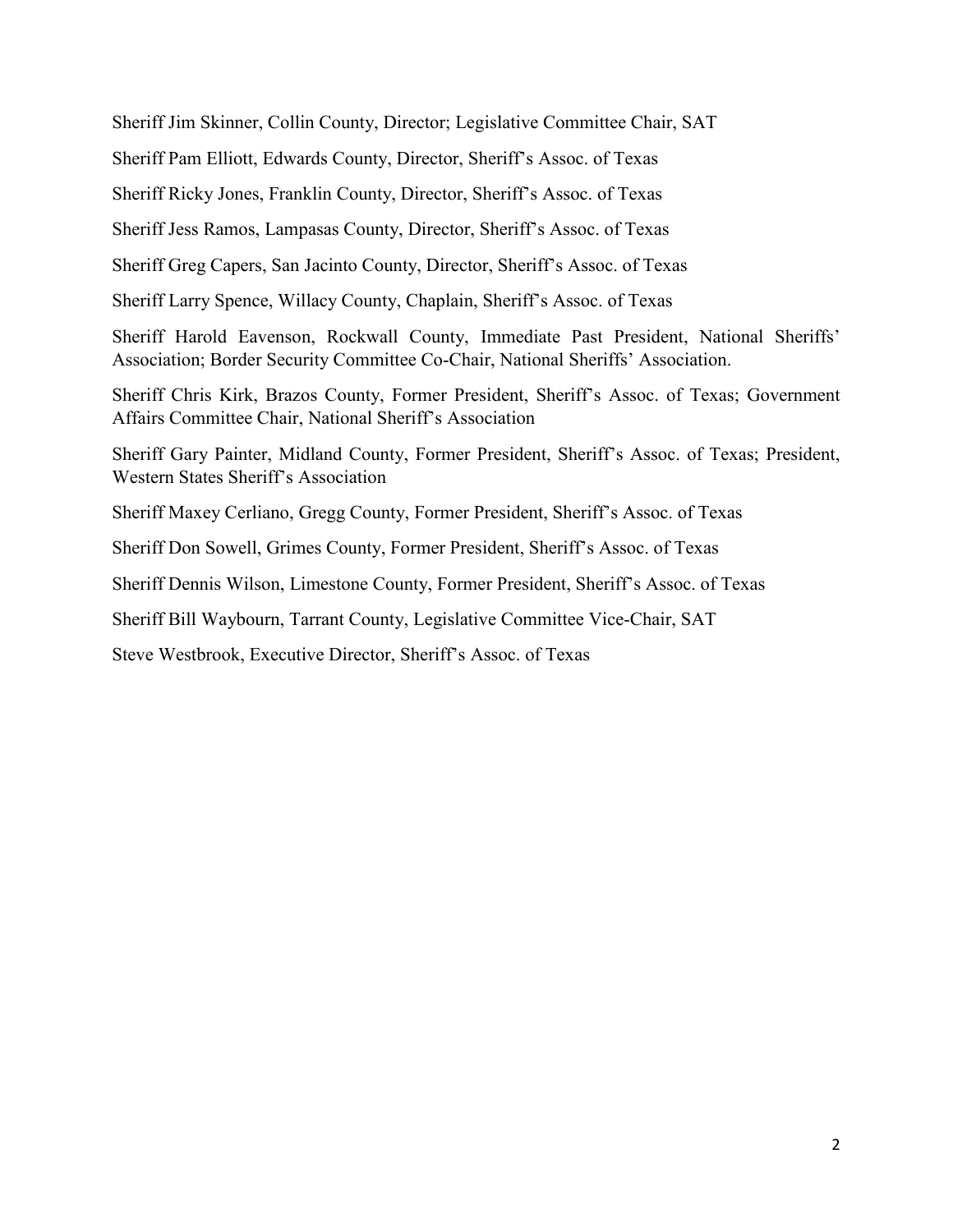Sheriff Jim Skinner, Collin County, Director; Legislative Committee Chair, SAT

Sheriff Pam Elliott, Edwards County, Director, Sheriff's Assoc. of Texas

Sheriff Ricky Jones, Franklin County, Director, Sheriff's Assoc. of Texas

Sheriff Jess Ramos, Lampasas County, Director, Sheriff's Assoc. of Texas

Sheriff Greg Capers, San Jacinto County, Director, Sheriff's Assoc. of Texas

Sheriff Larry Spence, Willacy County, Chaplain, Sheriff's Assoc. of Texas

Sheriff Harold Eavenson, Rockwall County, Immediate Past President, National Sheriffs' Association; Border Security Committee Co-Chair, National Sheriffs' Association.

Sheriff Chris Kirk, Brazos County, Former President, Sheriff's Assoc. of Texas; Government Affairs Committee Chair, National Sheriff's Association

Sheriff Gary Painter, Midland County, Former President, Sheriff's Assoc. of Texas; President, Western States Sheriff's Association

Sheriff Maxey Cerliano, Gregg County, Former President, Sheriff's Assoc. of Texas

Sheriff Don Sowell, Grimes County, Former President, Sheriff's Assoc. of Texas

Sheriff Dennis Wilson, Limestone County, Former President, Sheriff's Assoc. of Texas

Sheriff Bill Waybourn, Tarrant County, Legislative Committee Vice-Chair, SAT

Steve Westbrook, Executive Director, Sheriff's Assoc. of Texas